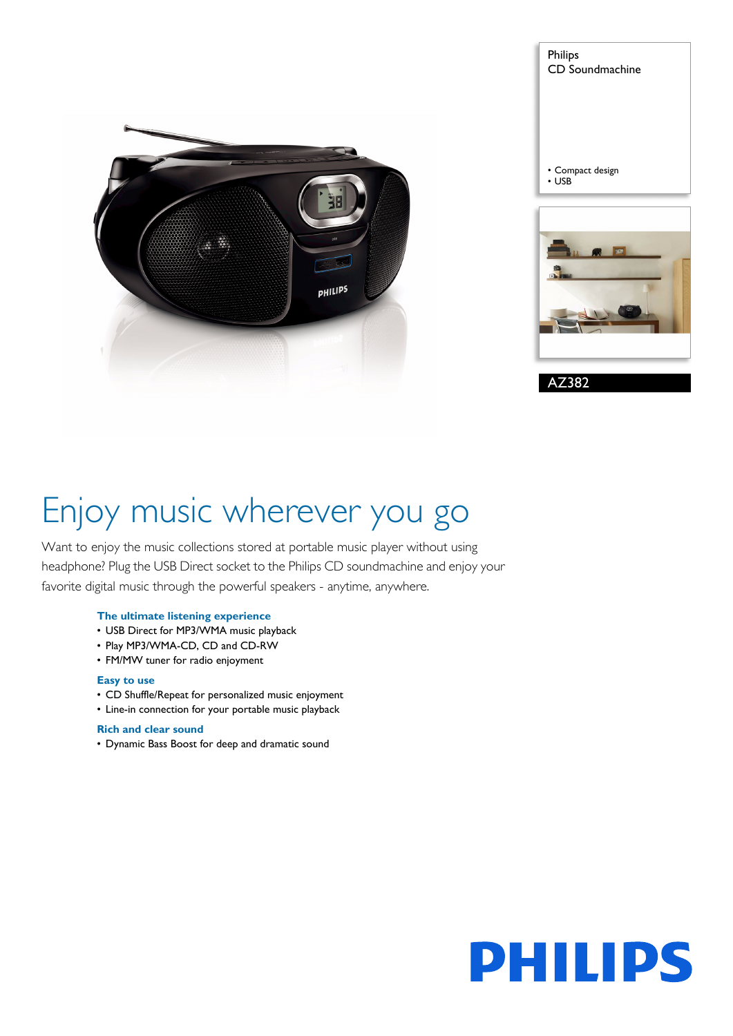Philips
CD Soundmachine

- Compact design
- USB

AZ382

# Enjoy music wherever you go

Want to enjoy the music collections stored at portable music player without using headphone? Plug the USB Direct socket to the Philips CD soundmachine and enjoy your favorite digital music through the powerful speakers - anytime, anywhere.

### The ultimate listening experience

- USB Direct for MP3/WMA music playback
- Play MP3/WMA-CD, CD and CD-RW
- FM/MW tuner for radio enjoyment

### Easy to use

- CD Shuffle/Repeat for personalized music enjoyment
- Line-in connection for your portable music playback

### Rich and clear sound

- Dynamic Bass Boost for deep and dramatic sound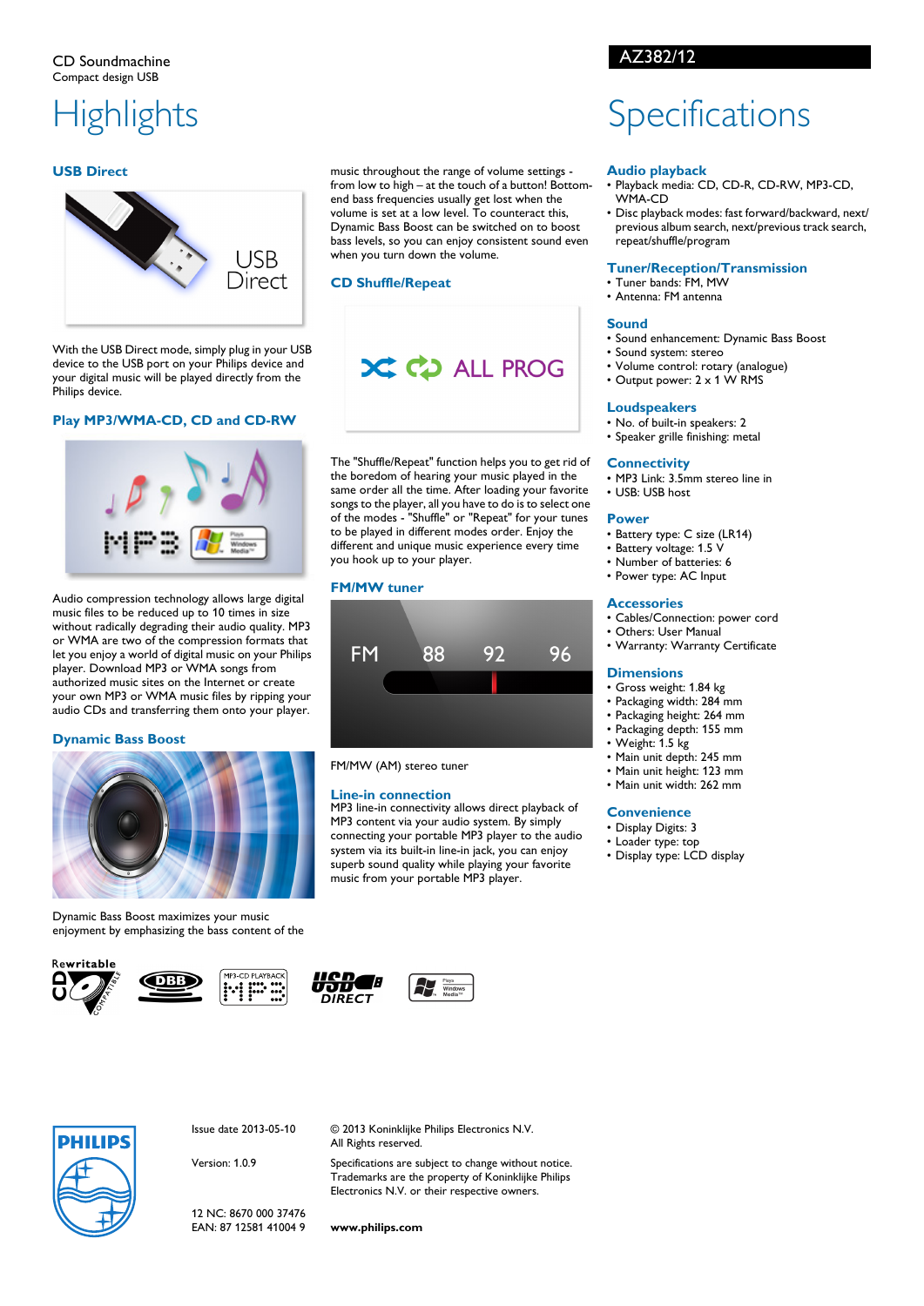CD Soundmachine
Compact design USB

AZ382/12

# Highlights

### USB Direct

USB Direct

With the USB Direct mode, simply plug in your USB device to the USB port on your Philips device and your digital music will be played directly from the Philips device.

### Play MP3/WMA-CD, CD and CD-RW

Audio compression technology allows large digital music files to be reduced up to 10 times in size without radically degrading their audio quality. MP3 or WMA are two of the compression formats that let you enjoy a world of digital music on your Philips player. Download MP3 or WMA songs from authorized music sites on the Internet or create your own MP3 or WMA music files by ripping your audio CDs and transferring them onto your player.

### Dynamic Bass Boost

Dynamic Bass Boost maximizes your music enjoyment by emphasizing the bass content of the music throughout the range of volume settings - from low to high – at the touch of a button! Bottom-end bass frequencies usually get lost when the volume is set at a low level. To counteract this, Dynamic Bass Boost can be switched on to boost bass levels, so you can enjoy consistent sound even when you turn down the volume.

### CD Shuffle/Repeat

ALL PROG

The "Shuffle/Repeat" function helps you to get rid of the boredom of hearing your music played in the same order all the time. After loading your favorite songs to the player, all you have to do is to select one of the modes - "Shuffle" or "Repeat" for your tunes to be played in different modes order. Enjoy the different and unique music experience every time you hook up to your player.

### FM/MW tuner

FM 88 92 96

FM/MW (AM) stereo tuner

### Line-in connection

MP3 line-in connectivity allows direct playback of MP3 content via your audio system. By simply connecting your portable MP3 player to the audio system via its built-in line-in jack, you can enjoy superb sound quality while playing your favorite music from your portable MP3 player.

# Specifications

### Audio playback

- Playback media: CD, CD-R, CD-RW, MP3-CD, WMA-CD
- Disc playback modes: fast forward/backward, next/previous album search, next/previous track search, repeat/shuffle/program

### Tuner/Reception/Transmission

- Tuner bands: FM, MW
- Antenna: FM antenna

### Sound

- Sound enhancement: Dynamic Bass Boost
- Sound system: stereo
- Volume control: rotary (analogue)
- Output power: 2 x 1 W RMS

### Loudspeakers

- No. of built-in speakers: 2
- Speaker grille finishing: metal

### Connectivity

- MP3 Link: 3.5mm stereo line in
- USB: USB host

### Power

- Battery type: C size (LR14)
- Battery voltage: 1.5 V
- Number of batteries: 6
- Power type: AC Input

### Accessories

- Cables/Connection: power cord
- Others: User Manual
- Warranty: Warranty Certificate

### Dimensions

- Gross weight: 1.84 kg
- Packaging width: 284 mm
- Packaging height: 264 mm
- Packaging depth: 155 mm
- Weight: 1.5 kg
- Main unit depth: 245 mm
- Main unit height: 123 mm
- Main unit width: 262 mm

### Convenience

- Display Digits: 3
- Loader type: top
- Display type: LCD display

Issue date 2013-05-10

Version: 1.0.9

12 NC: 8670 000 37476
EAN: 87 12581 41004 9

© 2013 Koninklijke Philips Electronics N.V.
All Rights reserved.

Specifications are subject to change without notice. Trademarks are the property of Koninklijke Philips Electronics N.V. or their respective owners.

www.philips.com